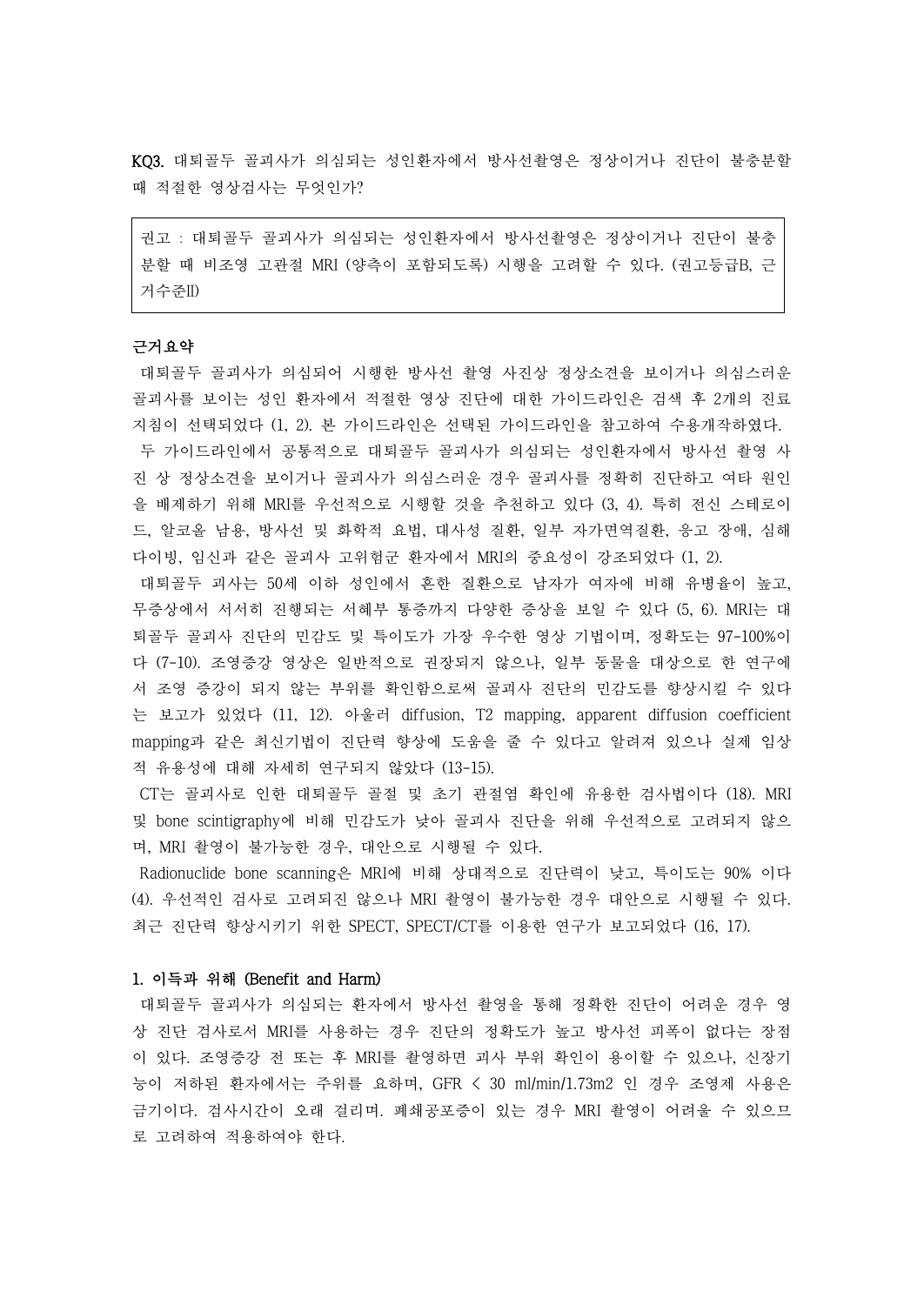**KQ3.** 대퇴골두 골괴사가 의심되는 성인환자에서 방사선촬영은 정상이거나 진단이 불충분할 때 적절한 영상검사는 무엇인가?

> 권고 : 대퇴골두 골괴사가 의심되는 성인환자에서 방사선촬영은 정상이거나 진단이 불충분할 때 비조영 고관절 MRI (양측이 포함되도록) 시행을 고려할 수 있다. (권고등급B, 근거수준II)

**근거요약**

대퇴골두 골괴사가 의심되어 시행한 방사선 촬영 사진상 정상소견을 보이거나 의심스러운 골괴사를 보이는 성인 환자에서 적절한 영상 진단에 대한 가이드라인은 검색 후 2개의 진료지침이 선택되었다 (1, 2). 본 가이드라인은 선택된 가이드라인을 참고하여 수용개작하였다.

두 가이드라인에서 공통적으로 대퇴골두 골괴사가 의심되는 성인환자에서 방사선 촬영 사진 상 정상소견을 보이거나 골괴사가 의심스러운 경우 골괴사를 정확히 진단하고 여타 원인을 배제하기 위해 MRI를 우선적으로 시행할 것을 추천하고 있다 (3, 4). 특히 전신 스테로이드, 알코올 남용, 방사선 및 화학적 요법, 대사성 질환, 일부 자가면역질환, 응고 장애, 심해다이빙, 임신과 같은 골괴사 고위험군 환자에서 MRI의 중요성이 강조되었다 (1, 2).

대퇴골두 괴사는 50세 이하 성인에서 흔한 질환으로 남자가 여자에 비해 유병율이 높고, 무증상에서 서서히 진행되는 서혜부 통증까지 다양한 증상을 보일 수 있다 (5, 6). MRI는 대퇴골두 골괴사 진단의 민감도 및 특이도가 가장 우수한 영상 기법이며, 정확도는 97-100%이다 (7-10). 조영증강 영상은 일반적으로 권장되지 않으나, 일부 동물을 대상으로 한 연구에서 조영 증강이 되지 않는 부위를 확인함으로써 골괴사 진단의 민감도를 향상시킬 수 있다는 보고가 있었다 (11, 12). 아울러 diffusion, T2 mapping, apparent diffusion coefficient mapping과 같은 최신기법이 진단력 향상에 도움을 줄 수 있다고 알려져 있으나 실제 임상적 유용성에 대해 자세히 연구되지 않았다 (13-15).

CT는 골괴사로 인한 대퇴골두 골절 및 초기 관절염 확인에 유용한 검사법이다 (18). MRI 및 bone scintigraphy에 비해 민감도가 낮아 골괴사 진단을 위해 우선적으로 고려되지 않으며, MRI 촬영이 불가능한 경우, 대안으로 시행될 수 있다.

Radionuclide bone scanning은 MRI에 비해 상대적으로 진단력이 낮고, 특이도는 90% 이다 (4). 우선적인 검사로 고려되진 않으나 MRI 촬영이 불가능한 경우 대안으로 시행될 수 있다. 최근 진단력 향상시키기 위한 SPECT, SPECT/CT를 이용한 연구가 보고되었다 (16, 17).

**1. 이득과 위해 (Benefit and Harm)**

대퇴골두 골괴사가 의심되는 환자에서 방사선 촬영을 통해 정확한 진단이 어려운 경우 영상 진단 검사로서 MRI를 사용하는 경우 진단의 정확도가 높고 방사선 피폭이 없다는 장점이 있다. 조영증강 전 또는 후 MRI를 촬영하면 괴사 부위 확인이 용이할 수 있으나, 신장기능이 저하된 환자에서는 주위를 요하며, GFR < 30 $ml/min/1.73m^2$ 인 경우 조영제 사용은 금기이다. 검사시간이 오래 걸리며. 폐쇄공포증이 있는 경우 MRI 촬영이 어려울 수 있으므로 고려하여 적용하여야 한다.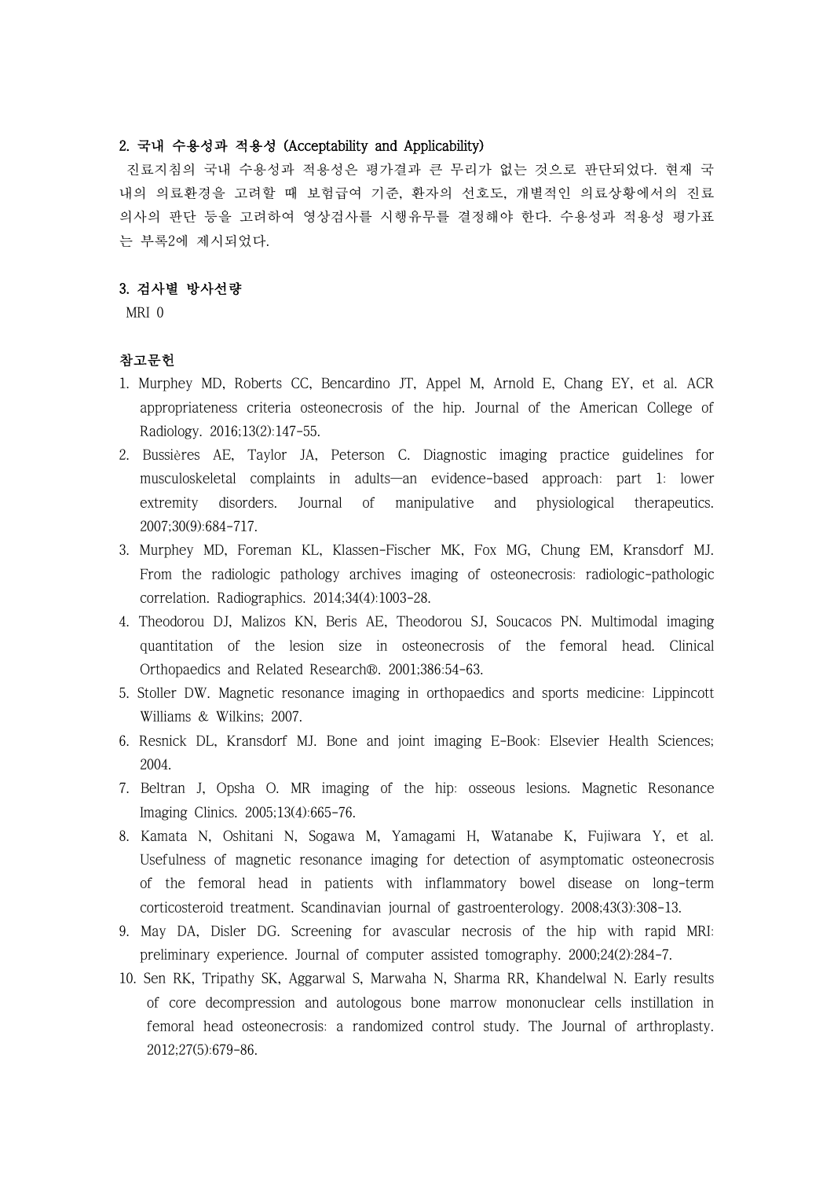## 2. 국내 수용성과 적용성 (Acceptability and Applicability)

진료지침의 국내 수용성과 적용성은 평가결과 큰 무리가 없는 것으로 판단되었다. 현재 국내의 의료환경을 고려할 때 보험급여 기준, 환자의 선호도, 개별적인 의료상황에서의 진료의사의 판단 등을 고려하여 영상검사를 시행유무를 결정해야 한다. 수용성과 적용성 평가표는 부록2에 제시되었다.

## 3. 검사별 방사선량

MRI 0

## 참고문헌

1. Murphey MD, Roberts CC, Bencardino JT, Appel M, Arnold E, Chang EY, et al. ACR appropriateness criteria osteonecrosis of the hip. Journal of the American College of Radiology. 2016;13(2):147-55.
2. Bussières AE, Taylor JA, Peterson C. Diagnostic imaging practice guidelines for musculoskeletal complaints in adults—an evidence-based approach: part 1: lower extremity disorders. Journal of manipulative and physiological therapeutics. 2007;30(9):684-717.
3. Murphey MD, Foreman KL, Klassen-Fischer MK, Fox MG, Chung EM, Kransdorf MJ. From the radiologic pathology archives imaging of osteonecrosis: radiologic-pathologic correlation. Radiographics. 2014;34(4):1003-28.
4. Theodorou DJ, Malizos KN, Beris AE, Theodorou SJ, Soucacos PN. Multimodal imaging quantitation of the lesion size in osteonecrosis of the femoral head. Clinical Orthopaedics and Related Research®. 2001;386:54-63.
5. Stoller DW. Magnetic resonance imaging in orthopaedics and sports medicine: Lippincott Williams & Wilkins; 2007.
6. Resnick DL, Kransdorf MJ. Bone and joint imaging E-Book: Elsevier Health Sciences; 2004.
7. Beltran J, Opsha O. MR imaging of the hip: osseous lesions. Magnetic Resonance Imaging Clinics. 2005;13(4):665-76.
8. Kamata N, Oshitani N, Sogawa M, Yamagami H, Watanabe K, Fujiwara Y, et al. Usefulness of magnetic resonance imaging for detection of asymptomatic osteonecrosis of the femoral head in patients with inflammatory bowel disease on long-term corticosteroid treatment. Scandinavian journal of gastroenterology. 2008;43(3):308-13.
9. May DA, Disler DG. Screening for avascular necrosis of the hip with rapid MRI: preliminary experience. Journal of computer assisted tomography. 2000;24(2):284-7.
10. Sen RK, Tripathy SK, Aggarwal S, Marwaha N, Sharma RR, Khandelwal N. Early results of core decompression and autologous bone marrow mononuclear cells instillation in femoral head osteonecrosis: a randomized control study. The Journal of arthroplasty. 2012;27(5):679-86.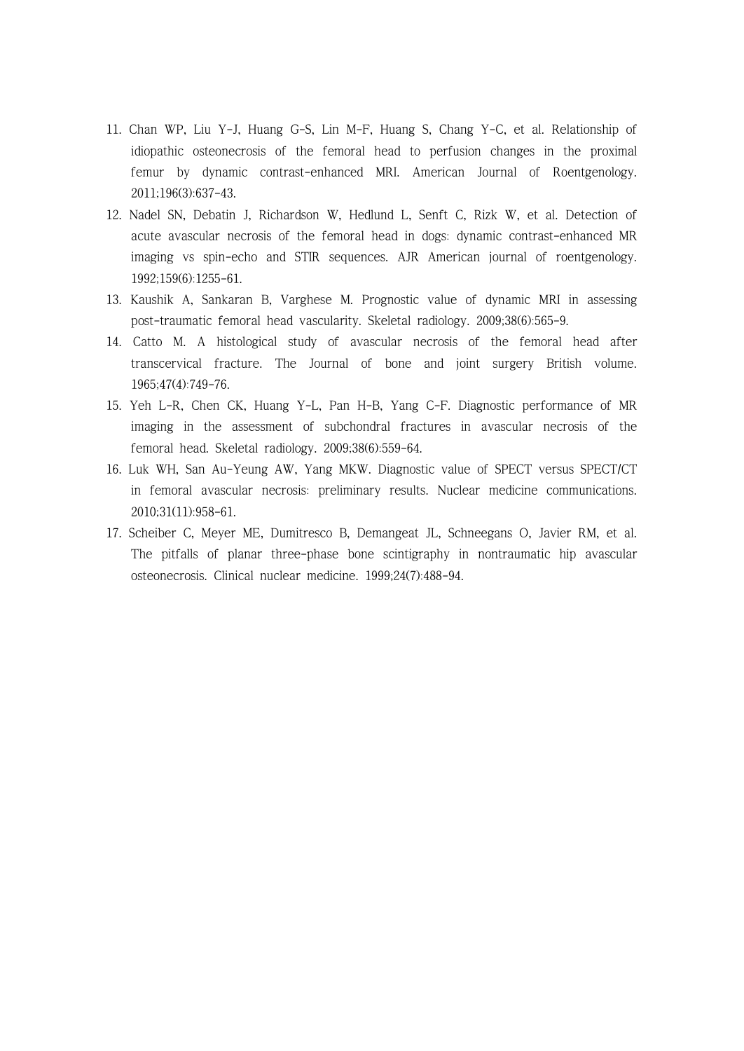11. Chan WP, Liu Y-J, Huang G-S, Lin M-F, Huang S, Chang Y-C, et al. Relationship of idiopathic osteonecrosis of the femoral head to perfusion changes in the proximal femur by dynamic contrast-enhanced MRI. American Journal of Roentgenology. 2011;196(3):637-43.
12. Nadel SN, Debatin J, Richardson W, Hedlund L, Senft C, Rizk W, et al. Detection of acute avascular necrosis of the femoral head in dogs: dynamic contrast-enhanced MR imaging vs spin-echo and STIR sequences. AJR American journal of roentgenology. 1992;159(6):1255-61.
13. Kaushik A, Sankaran B, Varghese M. Prognostic value of dynamic MRI in assessing post-traumatic femoral head vascularity. Skeletal radiology. 2009;38(6):565-9.
14. Catto M. A histological study of avascular necrosis of the femoral head after transcervical fracture. The Journal of bone and joint surgery British volume. 1965;47(4):749-76.
15. Yeh L-R, Chen CK, Huang Y-L, Pan H-B, Yang C-F. Diagnostic performance of MR imaging in the assessment of subchondral fractures in avascular necrosis of the femoral head. Skeletal radiology. 2009;38(6):559-64.
16. Luk WH, San Au-Yeung AW, Yang MKW. Diagnostic value of SPECT versus SPECT/CT in femoral avascular necrosis: preliminary results. Nuclear medicine communications. 2010;31(11):958-61.
17. Scheiber C, Meyer ME, Dumitresco B, Demangeat JL, Schneegans O, Javier RM, et al. The pitfalls of planar three-phase bone scintigraphy in nontraumatic hip avascular osteonecrosis. Clinical nuclear medicine. 1999;24(7):488-94.